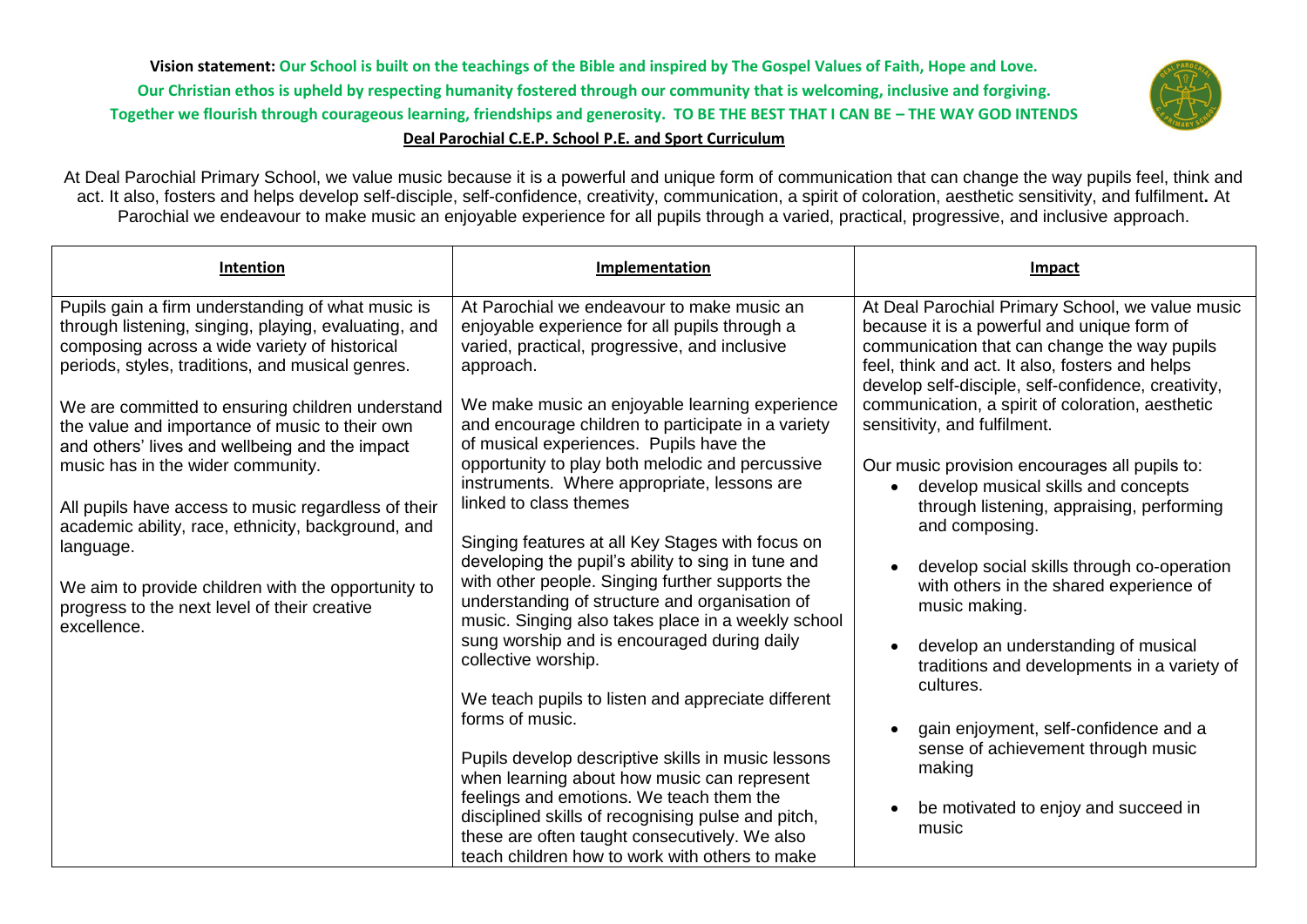**Vision statement:** Our School is built on the teachings of the Bible and inspired by The Gospel Values of Faith, Hope and Love.
Our Christian ethos is upheld by respecting humanity fostered through our community that is welcoming, inclusive and forgiving.
Together we flourish through courageous learning, friendships and generosity. TO BE THE BEST THAT I CAN BE – THE WAY GOD INTENDS

**Deal Parochial C.E.P. School P.E. and Sport Curriculum**

At Deal Parochial Primary School, we value music because it is a powerful and unique form of communication that can change the way pupils feel, think and act. It also, fosters and helps develop self-disciple, self-confidence, creativity, communication, a spirit of coloration, aesthetic sensitivity, and fulfilment**.** At Parochial we endeavour to make music an enjoyable experience for all pupils through a varied, practical, progressive, and inclusive approach.

| Intention | Implementation | Impact |
|---|---|---|
| Pupils gain a firm understanding of what music is through listening, singing, playing, evaluating, and composing across a wide variety of historical periods, styles, traditions, and musical genres.<br><br>We are committed to ensuring children understand the value and importance of music to their own and others' lives and wellbeing and the impact music has in the wider community.<br><br>All pupils have access to music regardless of their academic ability, race, ethnicity, background, and language.<br><br>We aim to provide children with the opportunity to progress to the next level of their creative excellence. | At Parochial we endeavour to make music an enjoyable experience for all pupils through a varied, practical, progressive, and inclusive approach.<br><br>We make music an enjoyable learning experience and encourage children to participate in a variety of musical experiences. Pupils have the opportunity to play both melodic and percussive instruments. Where appropriate, lessons are linked to class themes<br><br>Singing features at all Key Stages with focus on developing the pupil's ability to sing in tune and with other people. Singing further supports the understanding of structure and organisation of music. Singing also takes place in a weekly school sung worship and is encouraged during daily collective worship.<br><br>We teach pupils to listen and appreciate different forms of music.<br><br>Pupils develop descriptive skills in music lessons when learning about how music can represent feelings and emotions. We teach them the disciplined skills of recognising pulse and pitch, these are often taught consecutively. We also teach children how to work with others to make | At Deal Parochial Primary School, we value music because it is a powerful and unique form of communication that can change the way pupils feel, think and act. It also, fosters and helps develop self-disciple, self-confidence, creativity, communication, a spirit of coloration, aesthetic sensitivity, and fulfilment.<br><br>Our music provision encourages all pupils to:<br>• develop musical skills and concepts through listening, appraising, performing and composing.<br>• develop social skills through co-operation with others in the shared experience of music making.<br>• develop an understanding of musical traditions and developments in a variety of cultures.<br>• gain enjoyment, self-confidence and a sense of achievement through music making<br>• be motivated to enjoy and succeed in music |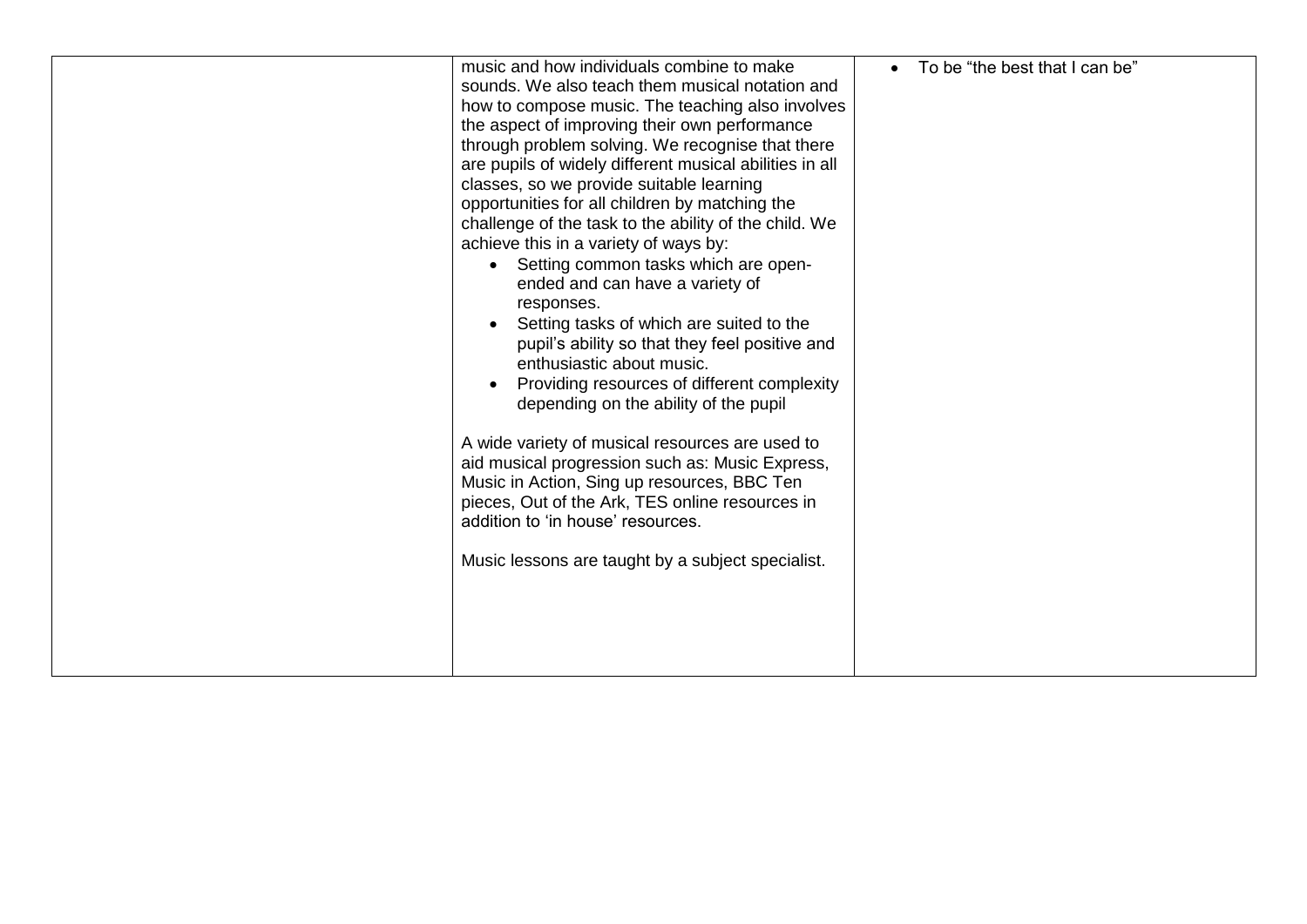| | | |
|---|---|---|
| | music and how individuals combine to make sounds. We also teach them musical notation and how to compose music. The teaching also involves the aspect of improving their own performance through problem solving. We recognise that there are pupils of widely different musical abilities in all classes, so we provide suitable learning opportunities for all children by matching the challenge of the task to the ability of the child. We achieve this in a variety of ways by:<br>• Setting common tasks which are open-ended and can have a variety of responses.<br>• Setting tasks of which are suited to the pupil's ability so that they feel positive and enthusiastic about music.<br>• Providing resources of different complexity depending on the ability of the pupil<br><br>A wide variety of musical resources are used to aid musical progression such as: Music Express, Music in Action, Sing up resources, BBC Ten pieces, Out of the Ark, TES online resources in addition to 'in house' resources.<br><br>Music lessons are taught by a subject specialist. | • To be "the best that I can be" |